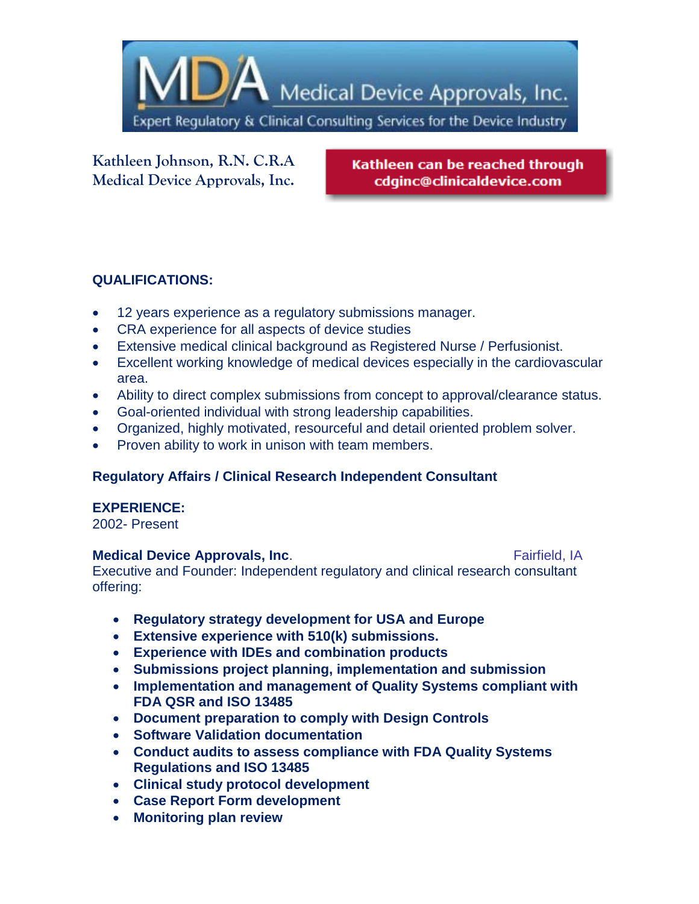MDA Medical Device Approvals, Inc.

Expert Regulatory & Clinical Consulting Services for the Device Industry

**Kathleen Johnson, R.N. C.R.A**
**Medical Device Approvals, Inc.**

**Kathleen can be reached through cdginc@clinicaldevice.com**

## QUALIFICATIONS:

- 12 years experience as a regulatory submissions manager.
- CRA experience for all aspects of device studies
- Extensive medical clinical background as Registered Nurse / Perfusionist.
- Excellent working knowledge of medical devices especially in the cardiovascular area.
- Ability to direct complex submissions from concept to approval/clearance status.
- Goal-oriented individual with strong leadership capabilities.
- Organized, highly motivated, resourceful and detail oriented problem solver.
- Proven ability to work in unison with team members.

**Regulatory Affairs / Clinical Research Independent Consultant**

## EXPERIENCE:

2002- Present

**Medical Device Approvals, Inc**. Fairfield, IA

Executive and Founder: Independent regulatory and clinical research consultant offering:

- **Regulatory strategy development for USA and Europe**
- **Extensive experience with 510(k) submissions.**
- **Experience with IDEs and combination products**
- **Submissions project planning, implementation and submission**
- **Implementation and management of Quality Systems compliant with FDA QSR and ISO 13485**
- **Document preparation to comply with Design Controls**
- **Software Validation documentation**
- **Conduct audits to assess compliance with FDA Quality Systems Regulations and ISO 13485**
- **Clinical study protocol development**
- **Case Report Form development**
- **Monitoring plan review**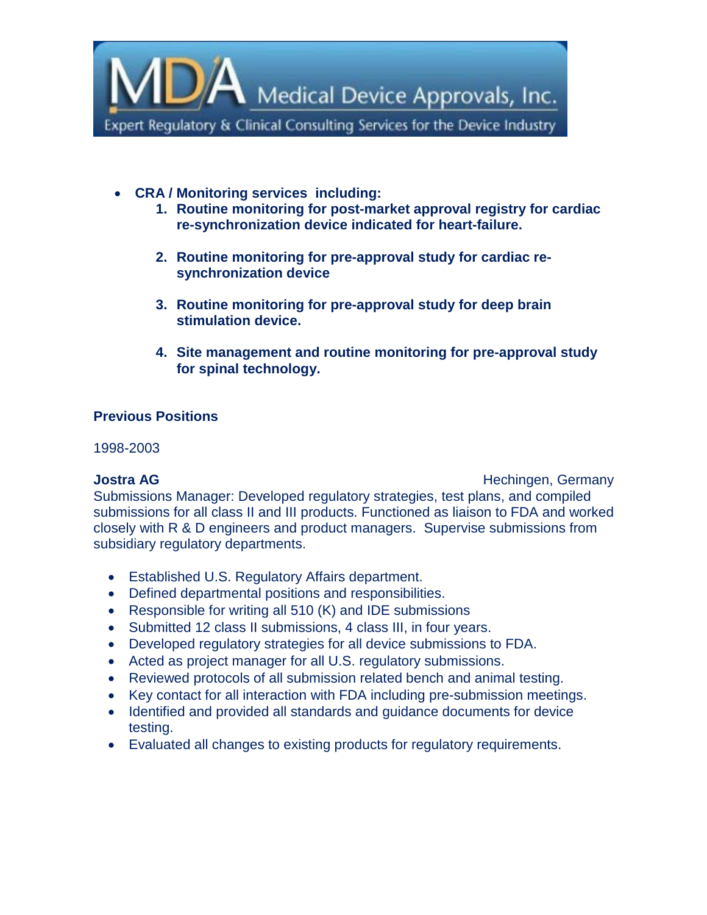- **CRA / Monitoring services including:**
    1. **Routine monitoring for post-market approval registry for cardiac re-synchronization device indicated for heart-failure.**
    2. **Routine monitoring for pre-approval study for cardiac re-synchronization device**
    3. **Routine monitoring for pre-approval study for deep brain stimulation device.**
    4. **Site management and routine monitoring for pre-approval study for spinal technology.**

**Previous Positions**

1998-2003

**Jostra AG** Hechingen, Germany

Submissions Manager: Developed regulatory strategies, test plans, and compiled submissions for all class II and III products. Functioned as liaison to FDA and worked closely with R & D engineers and product managers. Supervise submissions from subsidiary regulatory departments.

- Established U.S. Regulatory Affairs department.
- Defined departmental positions and responsibilities.
- Responsible for writing all 510 (K) and IDE submissions
- Submitted 12 class II submissions, 4 class III, in four years.
- Developed regulatory strategies for all device submissions to FDA.
- Acted as project manager for all U.S. regulatory submissions.
- Reviewed protocols of all submission related bench and animal testing.
- Key contact for all interaction with FDA including pre-submission meetings.
- Identified and provided all standards and guidance documents for device testing.
- Evaluated all changes to existing products for regulatory requirements.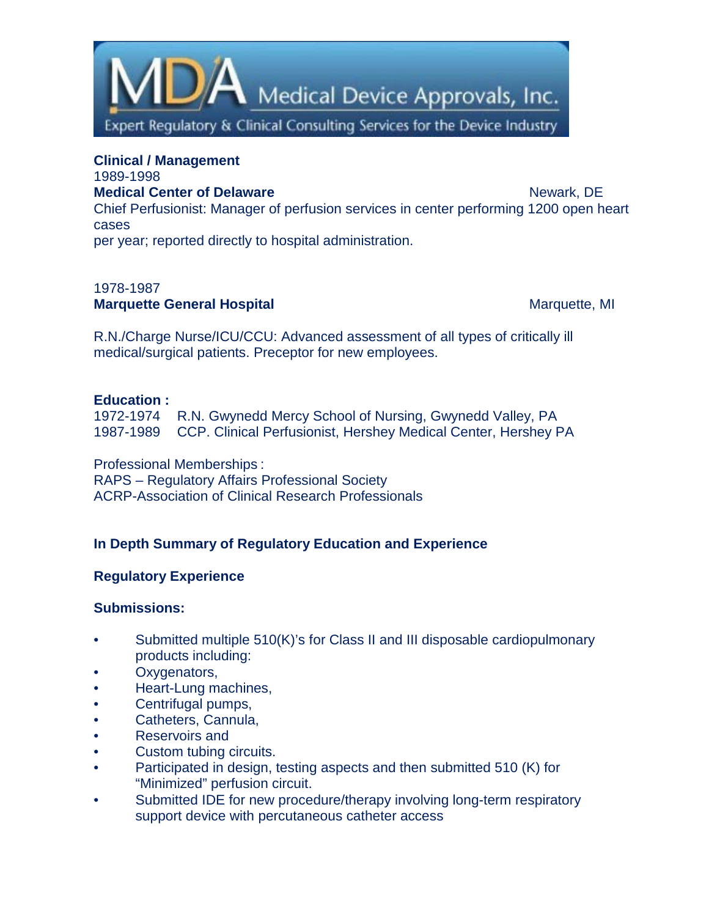**Clinical / Management**

1989-1998

**Medical Center of Delaware** Newark, DE

Chief Perfusionist: Manager of perfusion services in center performing 1200 open heart cases per year; reported directly to hospital administration.

1978-1987

**Marquette General Hospital** Marquette, MI

R.N./Charge Nurse/ICU/CCU: Advanced assessment of all types of critically ill medical/surgical patients. Preceptor for new employees.

**Education :**

1972-1974 R.N. Gwynedd Mercy School of Nursing, Gwynedd Valley, PA
1987-1989 CCP. Clinical Perfusionist, Hershey Medical Center, Hershey PA

Professional Memberships :
RAPS – Regulatory Affairs Professional Society
ACRP-Association of Clinical Research Professionals

**In Depth Summary of Regulatory Education and Experience**

**Regulatory Experience**

**Submissions:**

- Submitted multiple 510(K)'s for Class II and III disposable cardiopulmonary products including:
- Oxygenators,
- Heart-Lung machines,
- Centrifugal pumps,
- Catheters, Cannula,
- Reservoirs and
- Custom tubing circuits.
- Participated in design, testing aspects and then submitted 510 (K) for "Minimized" perfusion circuit.
- Submitted IDE for new procedure/therapy involving long-term respiratory support device with percutaneous catheter access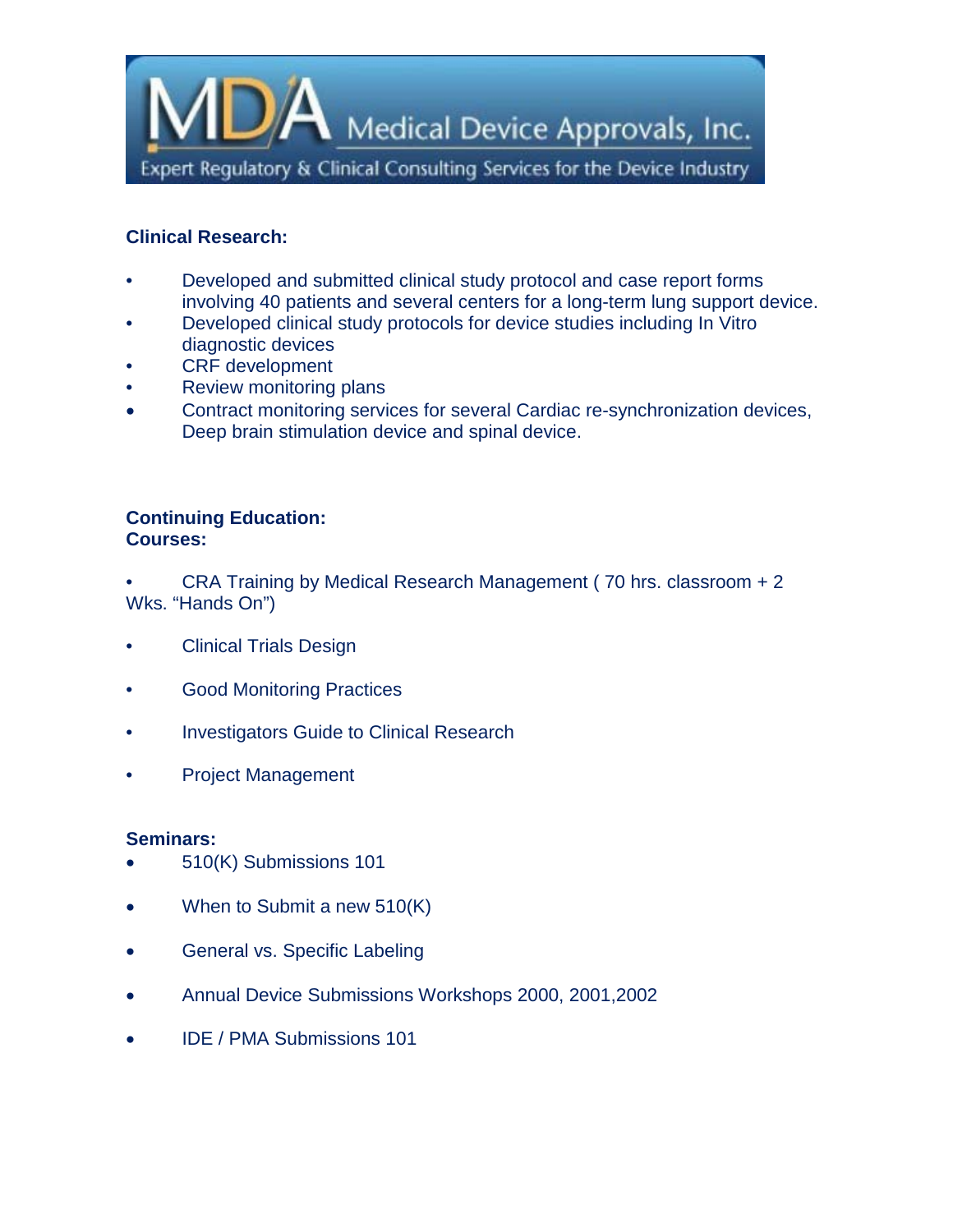MDA Medical Device Approvals, Inc.

Expert Regulatory & Clinical Consulting Services for the Device Industry

**Clinical Research:**

- Developed and submitted clinical study protocol and case report forms involving 40 patients and several centers for a long-term lung support device.
- Developed clinical study protocols for device studies including In Vitro diagnostic devices
- CRF development
- Review monitoring plans
- Contract monitoring services for several Cardiac re-synchronization devices, Deep brain stimulation device and spinal device.

**Continuing Education:**
**Courses:**

- CRA Training by Medical Research Management ( 70 hrs. classroom + 2 Wks. “Hands On”)
- Clinical Trials Design
- Good Monitoring Practices
- Investigators Guide to Clinical Research
- Project Management

**Seminars:**

- 510(K) Submissions 101
- When to Submit a new 510(K)
- General vs. Specific Labeling
- Annual Device Submissions Workshops 2000, 2001,2002
- IDE / PMA Submissions 101